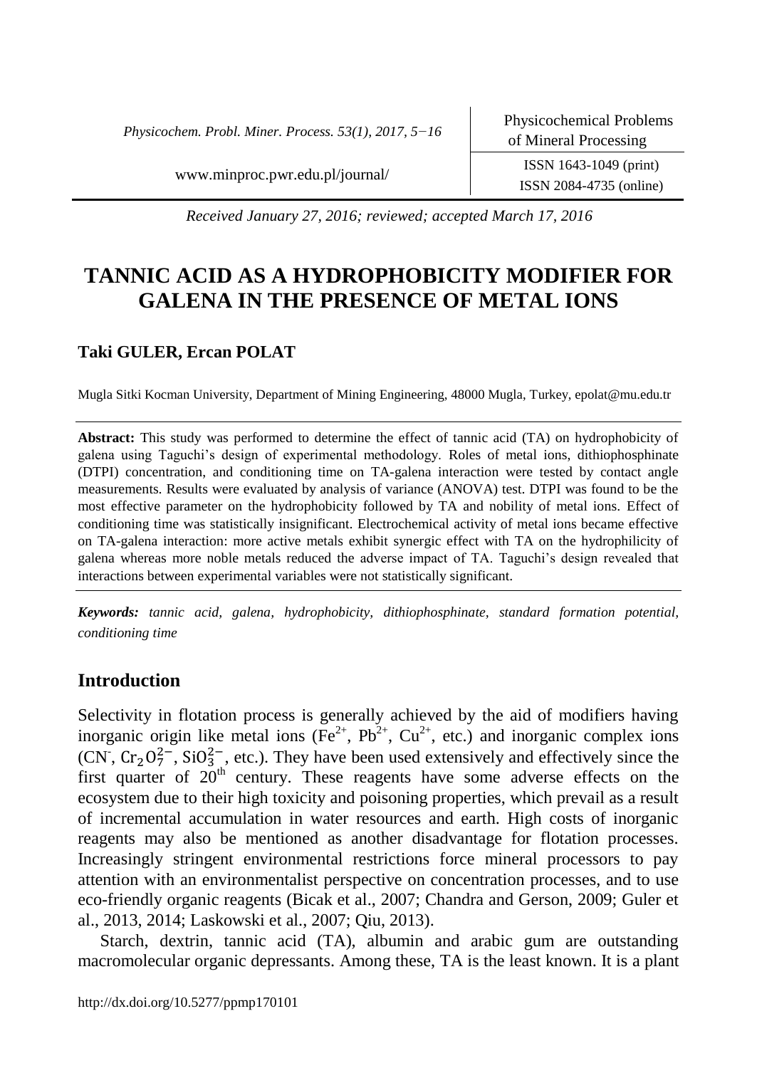*Received January 27, 2016; reviewed; accepted March 17, 2016*

# TANNIC ACID AS A HYDROPHOBICITY MODIFIER FOR GALENA IN THE PRESENCE OF METAL IONS

**Taki GULER, Ercan POLAT**

Mugla Sitki Kocman University, Department of Mining Engineering, 48000 Mugla, Turkey, epolat@mu.edu.tr

**Abstract:** This study was performed to determine the effect of tannic acid (TA) on hydrophobicity of galena using Taguchi's design of experimental methodology. Roles of metal ions, dithiophosphinate (DTPI) concentration, and conditioning time on TA-galena interaction were tested by contact angle measurements. Results were evaluated by analysis of variance (ANOVA) test. DTPI was found to be the most effective parameter on the hydrophobicity followed by TA and nobility of metal ions. Effect of conditioning time was statistically insignificant. Electrochemical activity of metal ions became effective on TA-galena interaction: more active metals exhibit synergic effect with TA on the hydrophilicity of galena whereas more noble metals reduced the adverse impact of TA. Taguchi's design revealed that interactions between experimental variables were not statistically significant.

***Keywords:*** *tannic acid, galena, hydrophobicity, dithiophosphinate, standard formation potential, conditioning time*

## Introduction

Selectivity in flotation process is generally achieved by the aid of modifiers having inorganic origin like metal ions ($Fe^{2+}$, $Pb^{2+}$, $Cu^{2+}$, etc.) and inorganic complex ions ($CN^-$, $Cr_2O_7^{2-}$, $SiO_3^{2-}$, etc.). They have been used extensively and effectively since the first quarter of 20th century. These reagents have some adverse effects on the ecosystem due to their high toxicity and poisoning properties, which prevail as a result of incremental accumulation in water resources and earth. High costs of inorganic reagents may also be mentioned as another disadvantage for flotation processes. Increasingly stringent environmental restrictions force mineral processors to pay attention with an environmentalist perspective on concentration processes, and to use eco-friendly organic reagents (Bicak et al., 2007; Chandra and Gerson, 2009; Guler et al., 2013, 2014; Laskowski et al., 2007; Qiu, 2013).

Starch, dextrin, tannic acid (TA), albumin and arabic gum are outstanding macromolecular organic depressants. Among these, TA is the least known. It is a plant

http://dx.doi.org/10.5277/ppmp170101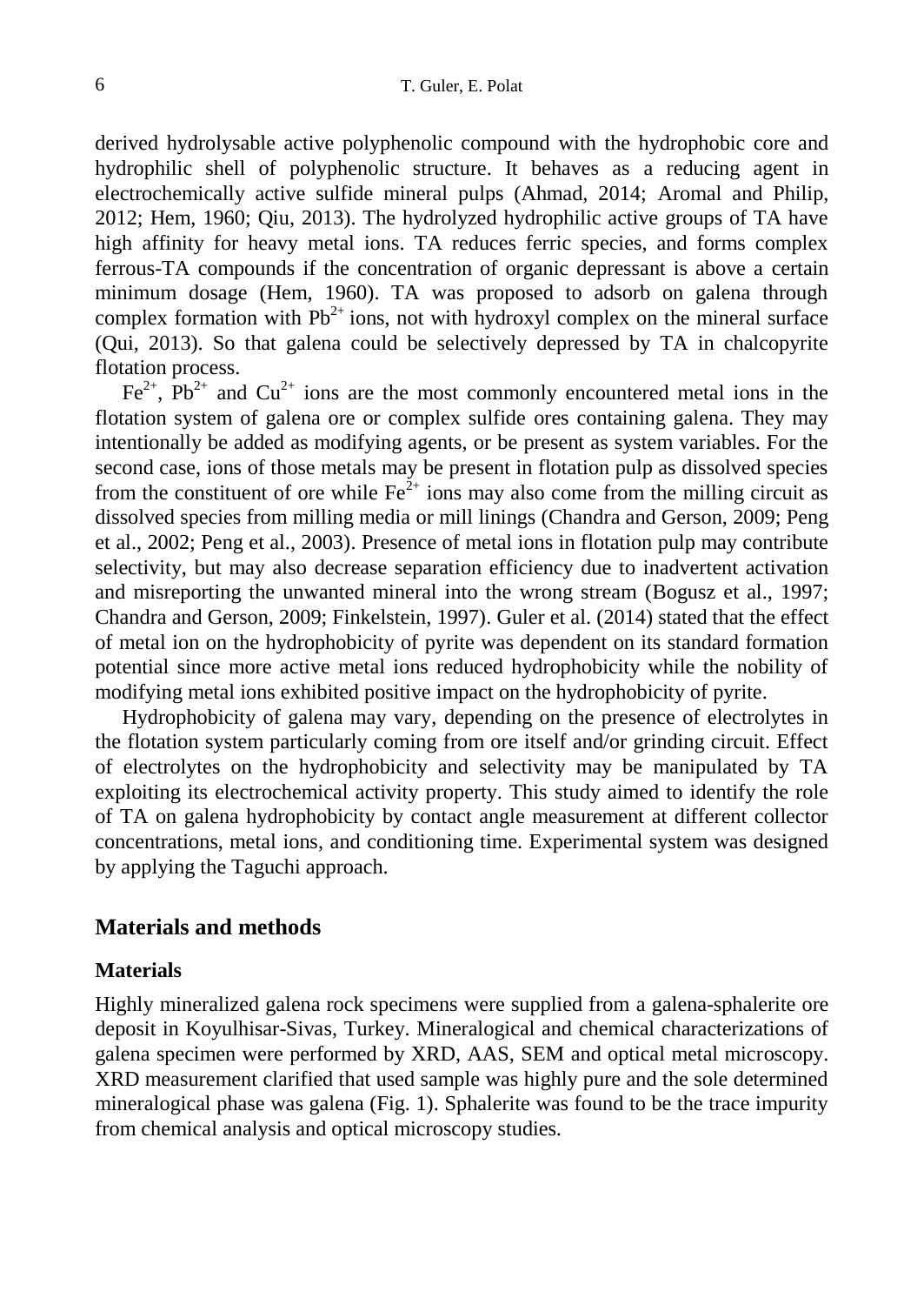derived hydrolysable active polyphenolic compound with the hydrophobic core and hydrophilic shell of polyphenolic structure. It behaves as a reducing agent in electrochemically active sulfide mineral pulps (Ahmad, 2014; Aromal and Philip, 2012; Hem, 1960; Qiu, 2013). The hydrolyzed hydrophilic active groups of TA have high affinity for heavy metal ions. TA reduces ferric species, and forms complex ferrous-TA compounds if the concentration of organic depressant is above a certain minimum dosage (Hem, 1960). TA was proposed to adsorb on galena through complex formation with $Pb^{2+}$ ions, not with hydroxyl complex on the mineral surface (Qui, 2013). So that galena could be selectively depressed by TA in chalcopyrite flotation process.

$Fe^{2+}$, $Pb^{2+}$ and $Cu^{2+}$ ions are the most commonly encountered metal ions in the flotation system of galena ore or complex sulfide ores containing galena. They may intentionally be added as modifying agents, or be present as system variables. For the second case, ions of those metals may be present in flotation pulp as dissolved species from the constituent of ore while $Fe^{2+}$ ions may also come from the milling circuit as dissolved species from milling media or mill linings (Chandra and Gerson, 2009; Peng et al., 2002; Peng et al., 2003). Presence of metal ions in flotation pulp may contribute selectivity, but may also decrease separation efficiency due to inadvertent activation and misreporting the unwanted mineral into the wrong stream (Bogusz et al., 1997; Chandra and Gerson, 2009; Finkelstein, 1997). Guler et al. (2014) stated that the effect of metal ion on the hydrophobicity of pyrite was dependent on its standard formation potential since more active metal ions reduced hydrophobicity while the nobility of modifying metal ions exhibited positive impact on the hydrophobicity of pyrite.

Hydrophobicity of galena may vary, depending on the presence of electrolytes in the flotation system particularly coming from ore itself and/or grinding circuit. Effect of electrolytes on the hydrophobicity and selectivity may be manipulated by TA exploiting its electrochemical activity property. This study aimed to identify the role of TA on galena hydrophobicity by contact angle measurement at different collector concentrations, metal ions, and conditioning time. Experimental system was designed by applying the Taguchi approach.

## Materials and methods

### Materials

Highly mineralized galena rock specimens were supplied from a galena-sphalerite ore deposit in Koyulhisar-Sivas, Turkey. Mineralogical and chemical characterizations of galena specimen were performed by XRD, AAS, SEM and optical metal microscopy. XRD measurement clarified that used sample was highly pure and the sole determined mineralogical phase was galena (Fig. 1). Sphalerite was found to be the trace impurity from chemical analysis and optical microscopy studies.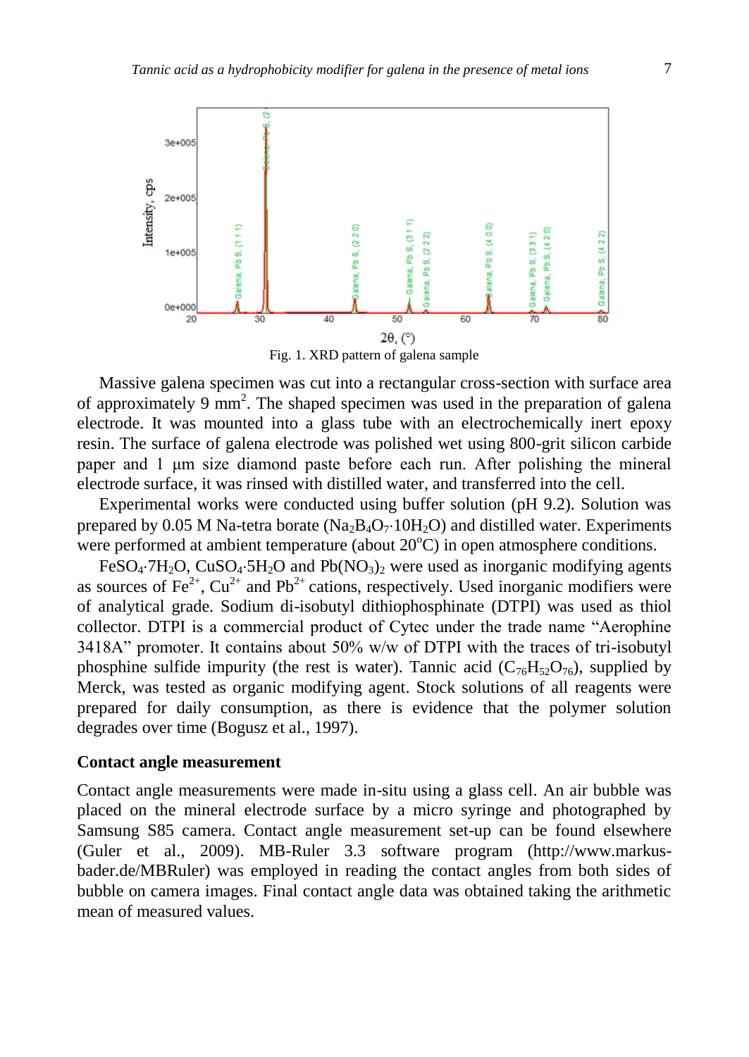Fig. 1. XRD pattern of galena sample

Massive galena specimen was cut into a rectangular cross-section with surface area of approximately 9 $mm^2$. The shaped specimen was used in the preparation of galena electrode. It was mounted into a glass tube with an electrochemically inert epoxy resin. The surface of galena electrode was polished wet using 800-grit silicon carbide paper and 1 μm size diamond paste before each run. After polishing the mineral electrode surface, it was rinsed with distilled water, and transferred into the cell.

Experimental works were conducted using buffer solution (pH 9.2). Solution was prepared by 0.05 M Na-tetra borate ($Na_2B_4O_7 \cdot 10H_2O$) and distilled water. Experiments were performed at ambient temperature (about 20°C) in open atmosphere conditions.

$FeSO_4 \cdot 7H_2O$, $CuSO_4 \cdot 5H_2O$ and $Pb(NO_3)_2$ were used as inorganic modifying agents as sources of $Fe^{2+}$, $Cu^{2+}$ and $Pb^{2+}$ cations, respectively. Used inorganic modifiers were of analytical grade. Sodium di-isobutyl dithiophosphinate (DTPI) was used as thiol collector. DTPI is a commercial product of Cytec under the trade name "Aerophine 3418A" promoter. It contains about 50% w/w of DTPI with the traces of tri-isobutyl phosphine sulfide impurity (the rest is water). Tannic acid ($C_{76}H_{52}O_{76}$), supplied by Merck, was tested as organic modifying agent. Stock solutions of all reagents were prepared for daily consumption, as there is evidence that the polymer solution degrades over time (Bogusz et al., 1997).

### Contact angle measurement

Contact angle measurements were made in-situ using a glass cell. An air bubble was placed on the mineral electrode surface by a micro syringe and photographed by Samsung S85 camera. Contact angle measurement set-up can be found elsewhere (Guler et al., 2009). MB-Ruler 3.3 software program (http://www.markus-bader.de/MBRuler) was employed in reading the contact angles from both sides of bubble on camera images. Final contact angle data was obtained taking the arithmetic mean of measured values.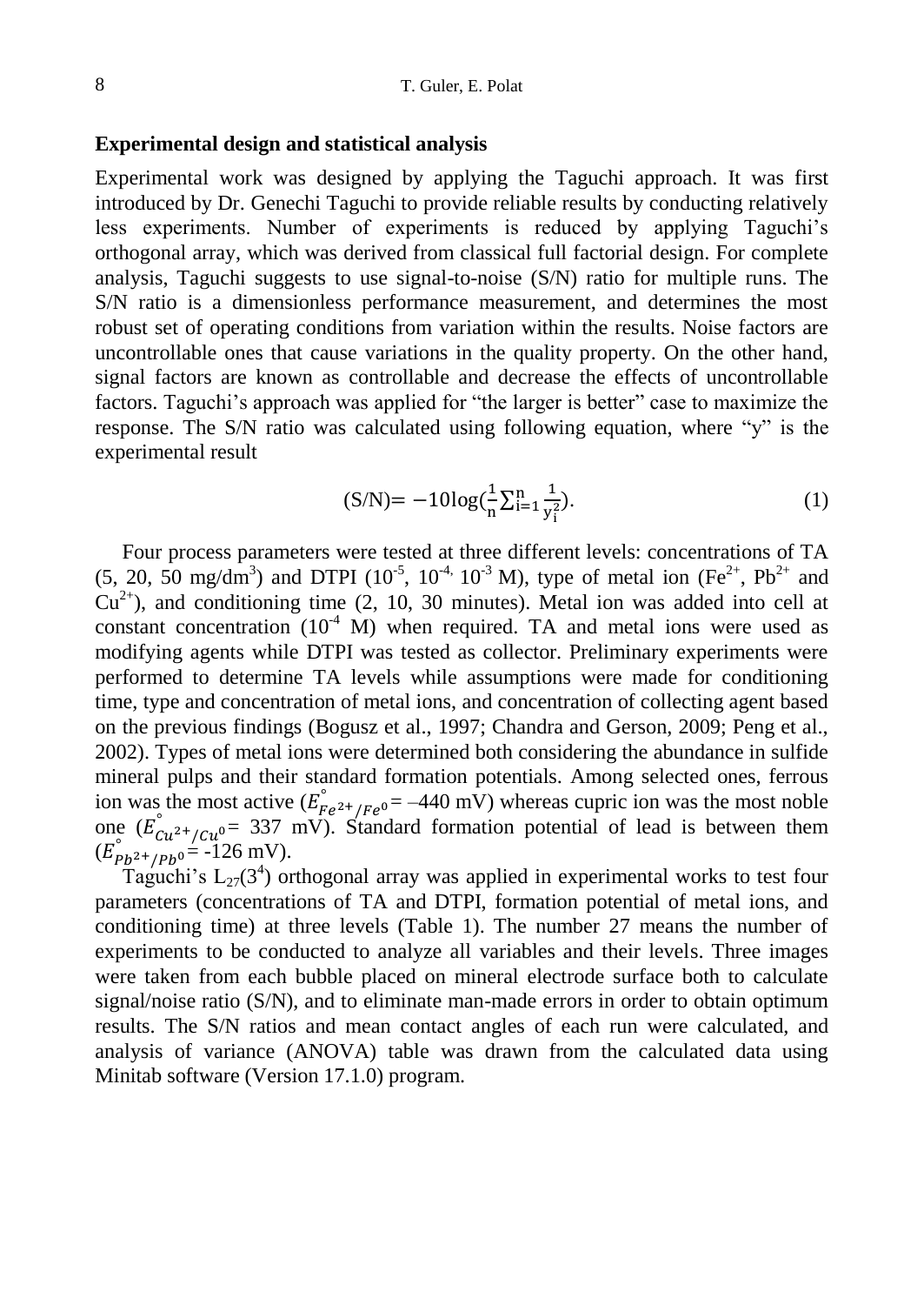### Experimental design and statistical analysis

Experimental work was designed by applying the Taguchi approach. It was first introduced by Dr. Genechi Taguchi to provide reliable results by conducting relatively less experiments. Number of experiments is reduced by applying Taguchi's orthogonal array, which was derived from classical full factorial design. For complete analysis, Taguchi suggests to use signal-to-noise (S/N) ratio for multiple runs. The S/N ratio is a dimensionless performance measurement, and determines the most robust set of operating conditions from variation within the results. Noise factors are uncontrollable ones that cause variations in the quality property. On the other hand, signal factors are known as controllable and decrease the effects of uncontrollable factors. Taguchi's approach was applied for "the larger is better" case to maximize the response. The S/N ratio was calculated using following equation, where "y" is the experimental result

$$(\mathrm{S/N}) = -10\log\left(\frac{1}{n}\sum_{i=1}^{n}\frac{1}{y_i^2}\right). \tag{1}$$

Four process parameters were tested at three different levels: concentrations of TA (5, 20, 50 mg/dm$^3$) and DTPI ($10^{-5}$, $10^{-4}$, $10^{-3}$ M), type of metal ion ($Fe^{2+}$, $Pb^{2+}$ and $Cu^{2+}$), and conditioning time (2, 10, 30 minutes). Metal ion was added into cell at constant concentration ($10^{-4}$ M) when required. TA and metal ions were used as modifying agents while DTPI was tested as collector. Preliminary experiments were performed to determine TA levels while assumptions were made for conditioning time, type and concentration of metal ions, and concentration of collecting agent based on the previous findings (Bogusz et al., 1997; Chandra and Gerson, 2009; Peng et al., 2002). Types of metal ions were determined both considering the abundance in sulfide mineral pulps and their standard formation potentials. Among selected ones, ferrous ion was the most active ($E^{\circ}_{Fe^{2+}/Fe^{0}}$ = –440 mV) whereas cupric ion was the most noble one ($E^{\circ}_{Cu^{2+}/Cu^{0}}$ = 337 mV). Standard formation potential of lead is between them ($E^{\circ}_{Pb^{2+}/Pb^{0}}$ = -126 mV).

Taguchi's $L_{27}(3^4)$ orthogonal array was applied in experimental works to test four parameters (concentrations of TA and DTPI, formation potential of metal ions, and conditioning time) at three levels (Table 1). The number 27 means the number of experiments to be conducted to analyze all variables and their levels. Three images were taken from each bubble placed on mineral electrode surface both to calculate signal/noise ratio (S/N), and to eliminate man-made errors in order to obtain optimum results. The S/N ratios and mean contact angles of each run were calculated, and analysis of variance (ANOVA) table was drawn from the calculated data using Minitab software (Version 17.1.0) program.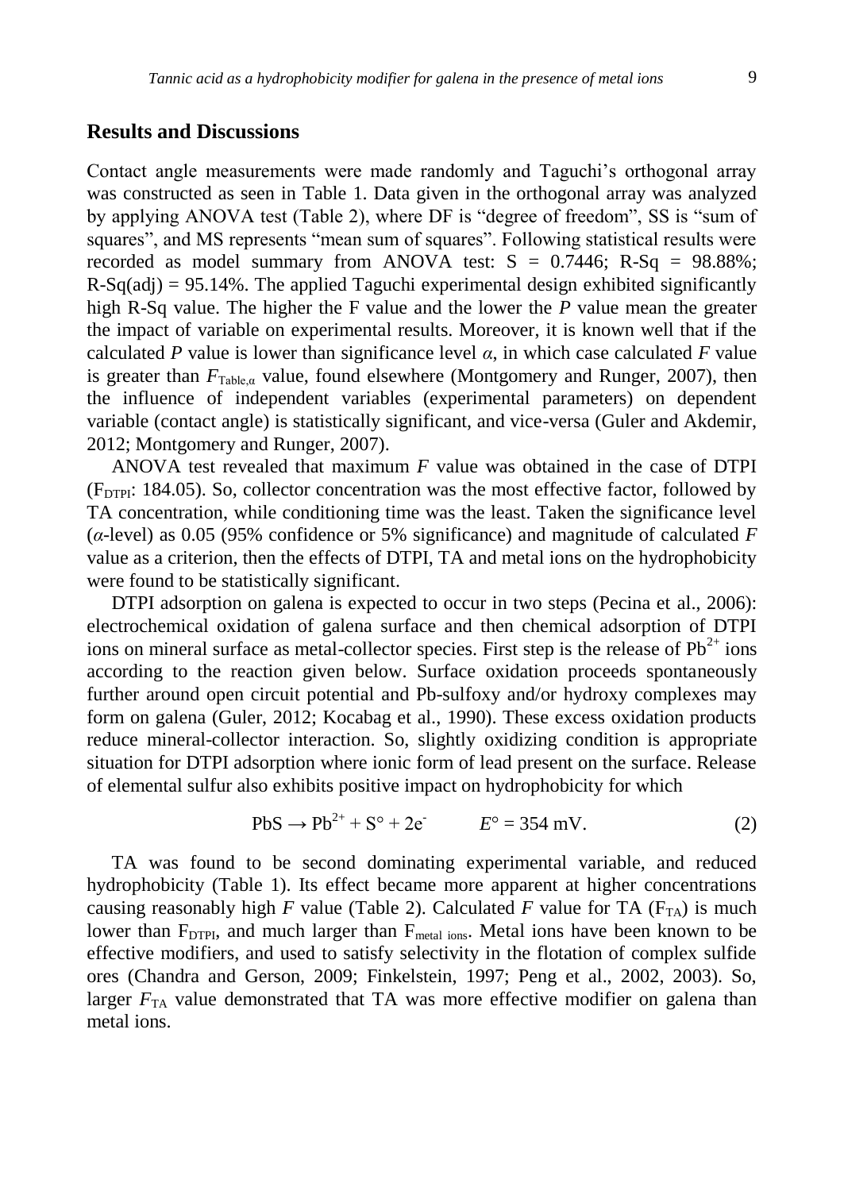## Results and Discussions

Contact angle measurements were made randomly and Taguchi's orthogonal array was constructed as seen in Table 1. Data given in the orthogonal array was analyzed by applying ANOVA test (Table 2), where DF is "degree of freedom", SS is "sum of squares", and MS represents "mean sum of squares". Following statistical results were recorded as model summary from ANOVA test: S = 0.7446; R-Sq = 98.88%; R-Sq(adj) = 95.14%. The applied Taguchi experimental design exhibited significantly high R-Sq value. The higher the F value and the lower the *P* value mean the greater the impact of variable on experimental results. Moreover, it is known well that if the calculated *P* value is lower than significance level $\alpha$, in which case calculated *F* value is greater than $F_{\text{Table},\alpha}$ value, found elsewhere (Montgomery and Runger, 2007), then the influence of independent variables (experimental parameters) on dependent variable (contact angle) is statistically significant, and vice-versa (Guler and Akdemir, 2012; Montgomery and Runger, 2007).

ANOVA test revealed that maximum *F* value was obtained in the case of DTPI ($F_{\text{DTPI}}$: 184.05). So, collector concentration was the most effective factor, followed by TA concentration, while conditioning time was the least. Taken the significance level ($\alpha$-level) as 0.05 (95% confidence or 5% significance) and magnitude of calculated *F* value as a criterion, then the effects of DTPI, TA and metal ions on the hydrophobicity were found to be statistically significant.

DTPI adsorption on galena is expected to occur in two steps (Pecina et al., 2006): electrochemical oxidation of galena surface and then chemical adsorption of DTPI ions on mineral surface as metal-collector species. First step is the release of $Pb^{2+}$ ions according to the reaction given below. Surface oxidation proceeds spontaneously further around open circuit potential and Pb-sulfoxy and/or hydroxy complexes may form on galena (Guler, 2012; Kocabag et al., 1990). These excess oxidation products reduce mineral-collector interaction. So, slightly oxidizing condition is appropriate situation for DTPI adsorption where ionic form of lead present on the surface. Release of elemental sulfur also exhibits positive impact on hydrophobicity for which

$$PbS \rightarrow Pb^{2+} + S^{\circ} + 2e^{-} \qquad E^{\circ} = 354 \text{ mV}. \tag{2}$$

TA was found to be second dominating experimental variable, and reduced hydrophobicity (Table 1). Its effect became more apparent at higher concentrations causing reasonably high *F* value (Table 2). Calculated *F* value for TA ($F_{\text{TA}}$) is much lower than $F_{\text{DTPI}}$, and much larger than $F_{\text{metal ions}}$. Metal ions have been known to be effective modifiers, and used to satisfy selectivity in the flotation of complex sulfide ores (Chandra and Gerson, 2009; Finkelstein, 1997; Peng et al., 2002, 2003). So, larger $F_{\text{TA}}$ value demonstrated that TA was more effective modifier on galena than metal ions.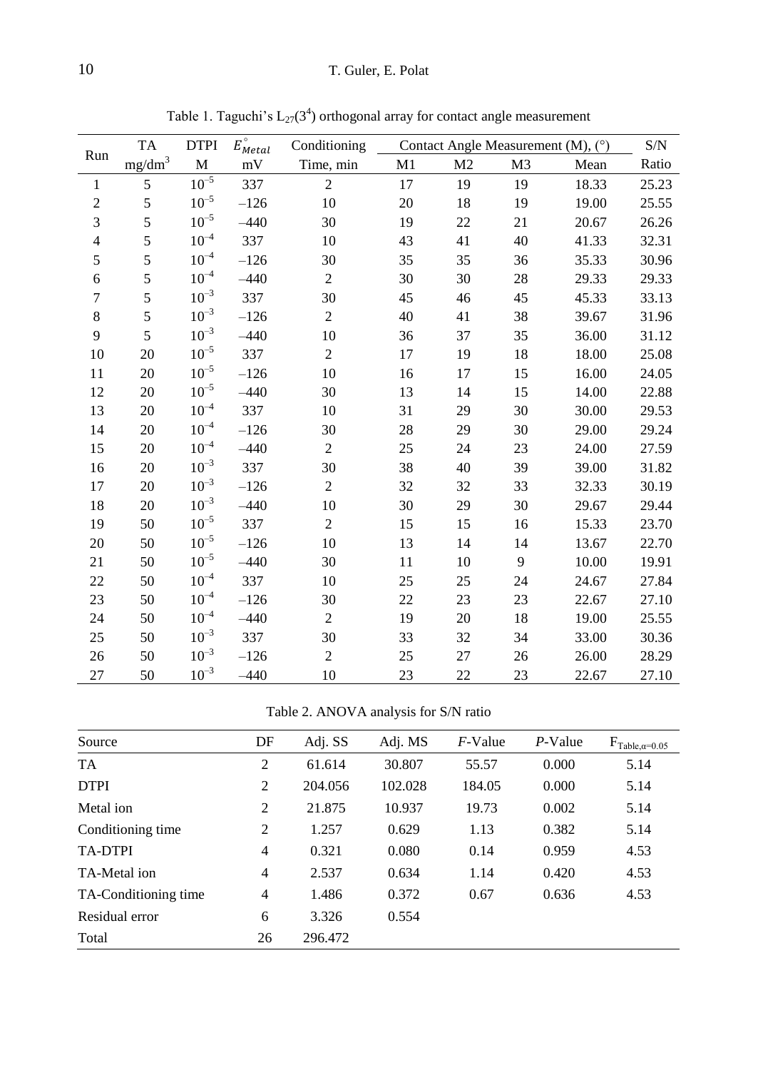Table 1. Taguchi's $L_{27}(3^4)$ orthogonal array for contact angle measurement

| Run | TA $mg/dm^3$ | DTPI M | $E^{\circ}_{Metal}$ mV | Conditioning Time, min | Contact Angle Measurement (M), (°) | | | | S/N Ratio |
|---|---|---|---|---|---|---|---|---|---|
| | | | | | M1 | M2 | M3 | Mean | |
| 1 | 5 | $10^{-5}$ | 337 | 2 | 17 | 19 | 19 | 18.33 | 25.23 |
| 2 | 5 | $10^{-5}$ | –126 | 10 | 20 | 18 | 19 | 19.00 | 25.55 |
| 3 | 5 | $10^{-5}$ | –440 | 30 | 19 | 22 | 21 | 20.67 | 26.26 |
| 4 | 5 | $10^{-4}$ | 337 | 10 | 43 | 41 | 40 | 41.33 | 32.31 |
| 5 | 5 | $10^{-4}$ | –126 | 30 | 35 | 35 | 36 | 35.33 | 30.96 |
| 6 | 5 | $10^{-4}$ | –440 | 2 | 30 | 30 | 28 | 29.33 | 29.33 |
| 7 | 5 | $10^{-3}$ | 337 | 30 | 45 | 46 | 45 | 45.33 | 33.13 |
| 8 | 5 | $10^{-3}$ | –126 | 2 | 40 | 41 | 38 | 39.67 | 31.96 |
| 9 | 5 | $10^{-3}$ | –440 | 10 | 36 | 37 | 35 | 36.00 | 31.12 |
| 10 | 20 | $10^{-5}$ | 337 | 2 | 17 | 19 | 18 | 18.00 | 25.08 |
| 11 | 20 | $10^{-5}$ | –126 | 10 | 16 | 17 | 15 | 16.00 | 24.05 |
| 12 | 20 | $10^{-5}$ | –440 | 30 | 13 | 14 | 15 | 14.00 | 22.88 |
| 13 | 20 | $10^{-4}$ | 337 | 10 | 31 | 29 | 30 | 30.00 | 29.53 |
| 14 | 20 | $10^{-4}$ | –126 | 30 | 28 | 29 | 30 | 29.00 | 29.24 |
| 15 | 20 | $10^{-4}$ | –440 | 2 | 25 | 24 | 23 | 24.00 | 27.59 |
| 16 | 20 | $10^{-3}$ | 337 | 30 | 38 | 40 | 39 | 39.00 | 31.82 |
| 17 | 20 | $10^{-3}$ | –126 | 2 | 32 | 32 | 33 | 32.33 | 30.19 |
| 18 | 20 | $10^{-3}$ | –440 | 10 | 30 | 29 | 30 | 29.67 | 29.44 |
| 19 | 50 | $10^{-5}$ | 337 | 2 | 15 | 15 | 16 | 15.33 | 23.70 |
| 20 | 50 | $10^{-5}$ | –126 | 10 | 13 | 14 | 14 | 13.67 | 22.70 |
| 21 | 50 | $10^{-5}$ | –440 | 30 | 11 | 10 | 9 | 10.00 | 19.91 |
| 22 | 50 | $10^{-4}$ | 337 | 10 | 25 | 25 | 24 | 24.67 | 27.84 |
| 23 | 50 | $10^{-4}$ | –126 | 30 | 22 | 23 | 23 | 22.67 | 27.10 |
| 24 | 50 | $10^{-4}$ | –440 | 2 | 19 | 20 | 18 | 19.00 | 25.55 |
| 25 | 50 | $10^{-3}$ | 337 | 30 | 33 | 32 | 34 | 33.00 | 30.36 |
| 26 | 50 | $10^{-3}$ | –126 | 2 | 25 | 27 | 26 | 26.00 | 28.29 |
| 27 | 50 | $10^{-3}$ | –440 | 10 | 23 | 22 | 23 | 22.67 | 27.10 |

Table 2. ANOVA analysis for S/N ratio

| Source | DF | Adj. SS | Adj. MS | *F*-Value | *P*-Value | $F_{Table,\alpha=0.05}$ |
|---|---|---|---|---|---|---|
| TA | 2 | 61.614 | 30.807 | 55.57 | 0.000 | 5.14 |
| DTPI | 2 | 204.056 | 102.028 | 184.05 | 0.000 | 5.14 |
| Metal ion | 2 | 21.875 | 10.937 | 19.73 | 0.002 | 5.14 |
| Conditioning time | 2 | 1.257 | 0.629 | 1.13 | 0.382 | 5.14 |
| TA-DTPI | 4 | 0.321 | 0.080 | 0.14 | 0.959 | 4.53 |
| TA-Metal ion | 4 | 2.537 | 0.634 | 1.14 | 0.420 | 4.53 |
| TA-Conditioning time | 4 | 1.486 | 0.372 | 0.67 | 0.636 | 4.53 |
| Residual error | 6 | 3.326 | 0.554 | | | |
| Total | 26 | 296.472 | | | | |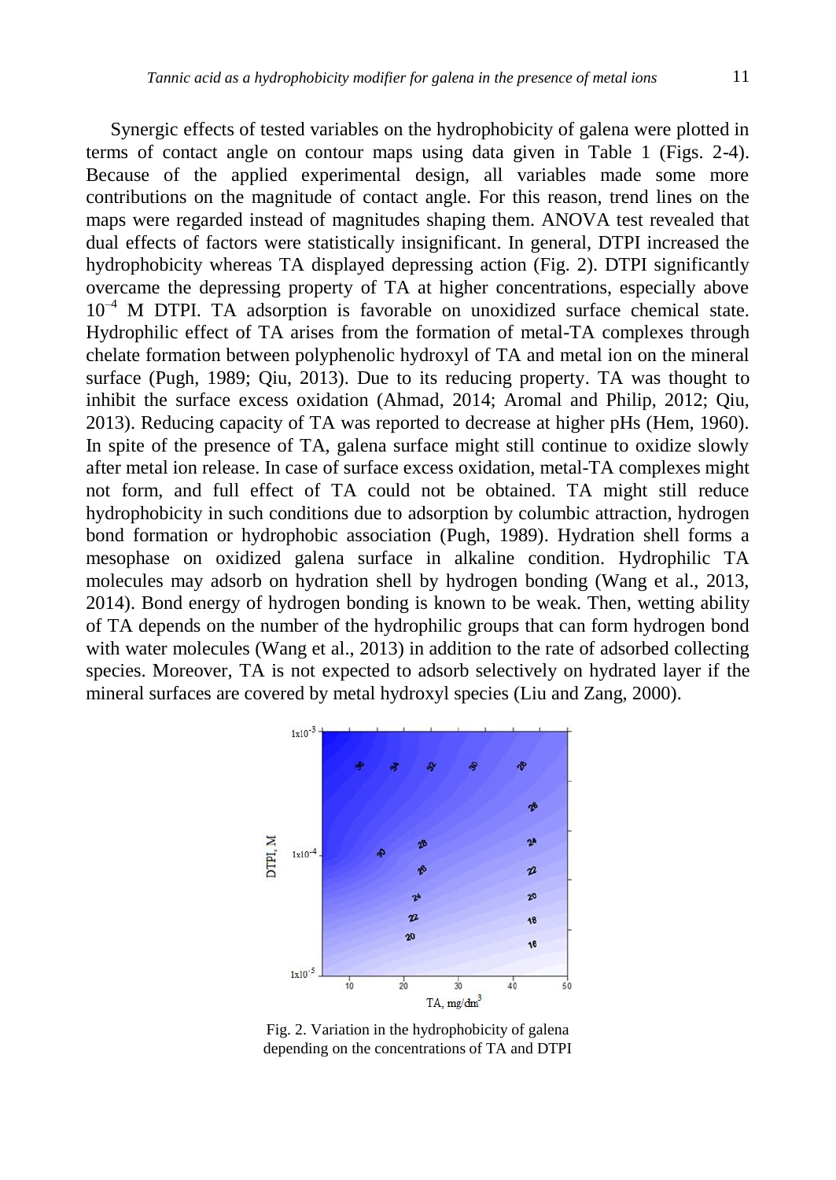Synergic effects of tested variables on the hydrophobicity of galena were plotted in terms of contact angle on contour maps using data given in Table 1 (Figs. 2-4). Because of the applied experimental design, all variables made some more contributions on the magnitude of contact angle. For this reason, trend lines on the maps were regarded instead of magnitudes shaping them. ANOVA test revealed that dual effects of factors were statistically insignificant. In general, DTPI increased the hydrophobicity whereas TA displayed depressing action (Fig. 2). DTPI significantly overcame the depressing property of TA at higher concentrations, especially above $10^{-4}$ M DTPI. TA adsorption is favorable on unoxidized surface chemical state. Hydrophilic effect of TA arises from the formation of metal-TA complexes through chelate formation between polyphenolic hydroxyl of TA and metal ion on the mineral surface (Pugh, 1989; Qiu, 2013). Due to its reducing property. TA was thought to inhibit the surface excess oxidation (Ahmad, 2014; Aromal and Philip, 2012; Qiu, 2013). Reducing capacity of TA was reported to decrease at higher pHs (Hem, 1960). In spite of the presence of TA, galena surface might still continue to oxidize slowly after metal ion release. In case of surface excess oxidation, metal-TA complexes might not form, and full effect of TA could not be obtained. TA might still reduce hydrophobicity in such conditions due to adsorption by columbic attraction, hydrogen bond formation or hydrophobic association (Pugh, 1989). Hydration shell forms a mesophase on oxidized galena surface in alkaline condition. Hydrophilic TA molecules may adsorb on hydration shell by hydrogen bonding (Wang et al., 2013, 2014). Bond energy of hydrogen bonding is known to be weak. Then, wetting ability of TA depends on the number of the hydrophilic groups that can form hydrogen bond with water molecules (Wang et al., 2013) in addition to the rate of adsorbed collecting species. Moreover, TA is not expected to adsorb selectively on hydrated layer if the mineral surfaces are covered by metal hydroxyl species (Liu and Zang, 2000).

Fig. 2. Variation in the hydrophobicity of galena depending on the concentrations of TA and DTPI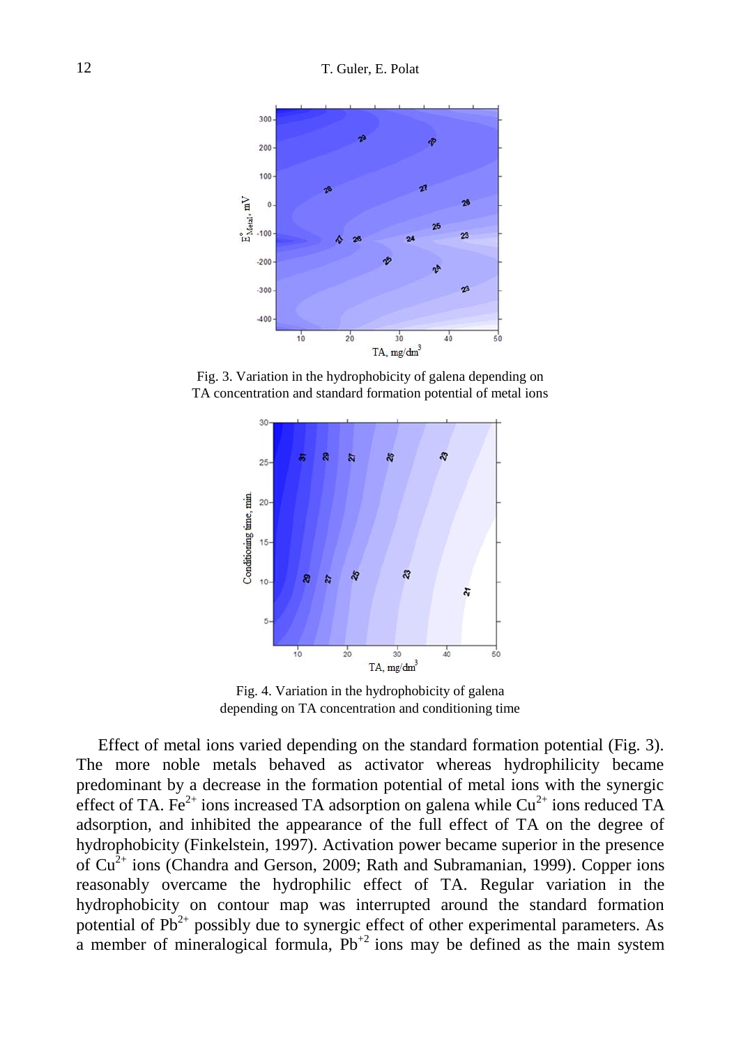Fig. 3. Variation in the hydrophobicity of galena depending on TA concentration and standard formation potential of metal ions

Fig. 4. Variation in the hydrophobicity of galena depending on TA concentration and conditioning time

Effect of metal ions varied depending on the standard formation potential (Fig. 3). The more noble metals behaved as activator whereas hydrophilicity became predominant by a decrease in the formation potential of metal ions with the synergic effect of TA. $Fe^{2+}$ ions increased TA adsorption on galena while $Cu^{2+}$ ions reduced TA adsorption, and inhibited the appearance of the full effect of TA on the degree of hydrophobicity (Finkelstein, 1997). Activation power became superior in the presence of $Cu^{2+}$ ions (Chandra and Gerson, 2009; Rath and Subramanian, 1999). Copper ions reasonably overcame the hydrophilic effect of TA. Regular variation in the hydrophobicity on contour map was interrupted around the standard formation potential of $Pb^{2+}$ possibly due to synergic effect of other experimental parameters. As a member of mineralogical formula, $Pb^{+2}$ ions may be defined as the main system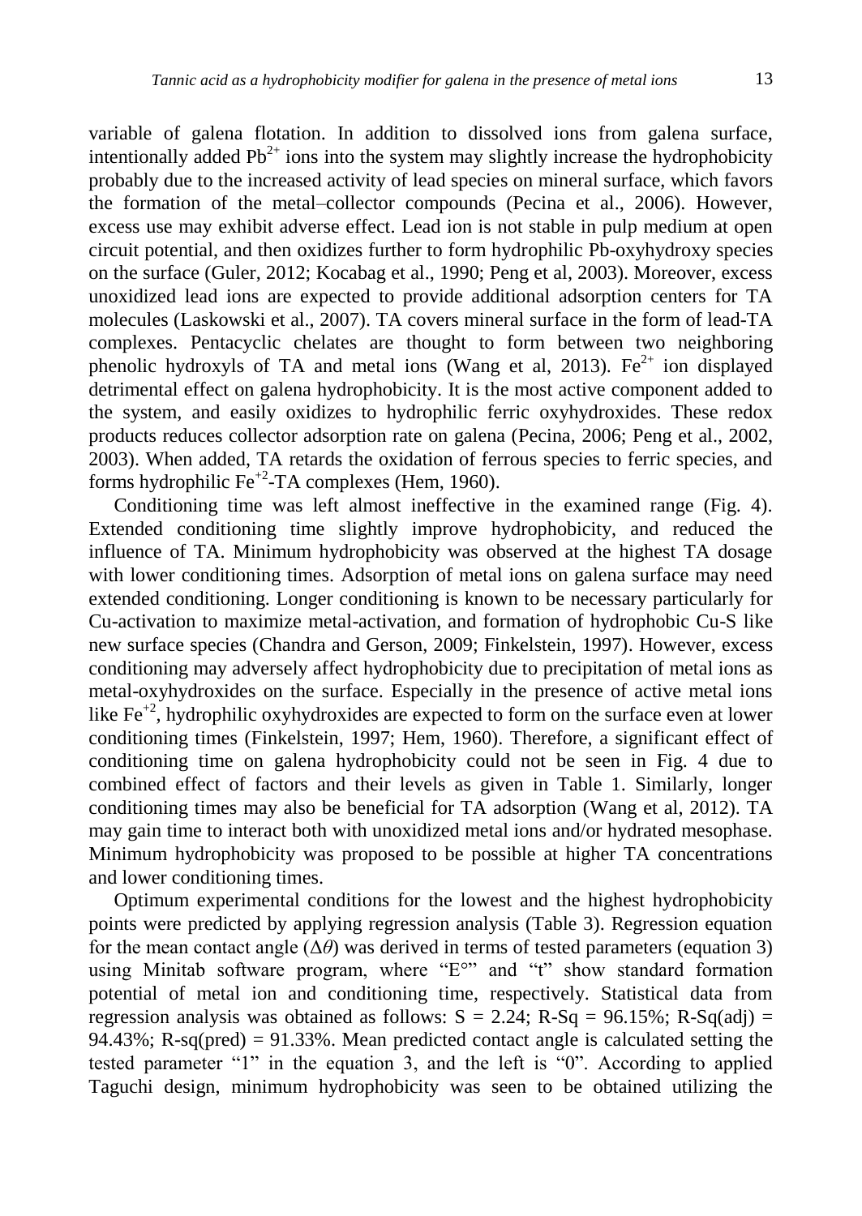variable of galena flotation. In addition to dissolved ions from galena surface, intentionally added $Pb^{2+}$ ions into the system may slightly increase the hydrophobicity probably due to the increased activity of lead species on mineral surface, which favors the formation of the metal–collector compounds (Pecina et al., 2006). However, excess use may exhibit adverse effect. Lead ion is not stable in pulp medium at open circuit potential, and then oxidizes further to form hydrophilic Pb-oxyhydroxy species on the surface (Guler, 2012; Kocabag et al., 1990; Peng et al, 2003). Moreover, excess unoxidized lead ions are expected to provide additional adsorption centers for TA molecules (Laskowski et al., 2007). TA covers mineral surface in the form of lead-TA complexes. Pentacyclic chelates are thought to form between two neighboring phenolic hydroxyls of TA and metal ions (Wang et al, 2013). $Fe^{2+}$ ion displayed detrimental effect on galena hydrophobicity. It is the most active component added to the system, and easily oxidizes to hydrophilic ferric oxyhydroxides. These redox products reduces collector adsorption rate on galena (Pecina, 2006; Peng et al., 2002, 2003). When added, TA retards the oxidation of ferrous species to ferric species, and forms hydrophilic $Fe^{+2}$-TA complexes (Hem, 1960).

Conditioning time was left almost ineffective in the examined range (Fig. 4). Extended conditioning time slightly improve hydrophobicity, and reduced the influence of TA. Minimum hydrophobicity was observed at the highest TA dosage with lower conditioning times. Adsorption of metal ions on galena surface may need extended conditioning. Longer conditioning is known to be necessary particularly for Cu-activation to maximize metal-activation, and formation of hydrophobic Cu-S like new surface species (Chandra and Gerson, 2009; Finkelstein, 1997). However, excess conditioning may adversely affect hydrophobicity due to precipitation of metal ions as metal-oxyhydroxides on the surface. Especially in the presence of active metal ions like $Fe^{+2}$, hydrophilic oxyhydroxides are expected to form on the surface even at lower conditioning times (Finkelstein, 1997; Hem, 1960). Therefore, a significant effect of conditioning time on galena hydrophobicity could not be seen in Fig. 4 due to combined effect of factors and their levels as given in Table 1. Similarly, longer conditioning times may also be beneficial for TA adsorption (Wang et al, 2012). TA may gain time to interact both with unoxidized metal ions and/or hydrated mesophase. Minimum hydrophobicity was proposed to be possible at higher TA concentrations and lower conditioning times.

Optimum experimental conditions for the lowest and the highest hydrophobicity points were predicted by applying regression analysis (Table 3). Regression equation for the mean contact angle ($\Delta\theta$) was derived in terms of tested parameters (equation 3) using Minitab software program, where "$E°$" and "$t$" show standard formation potential of metal ion and conditioning time, respectively. Statistical data from regression analysis was obtained as follows: $S = 2.24$; R-Sq = 96.15%; R-Sq(adj) = 94.43%; R-sq(pred) = 91.33%. Mean predicted contact angle is calculated setting the tested parameter "1" in the equation 3, and the left is "0". According to applied Taguchi design, minimum hydrophobicity was seen to be obtained utilizing the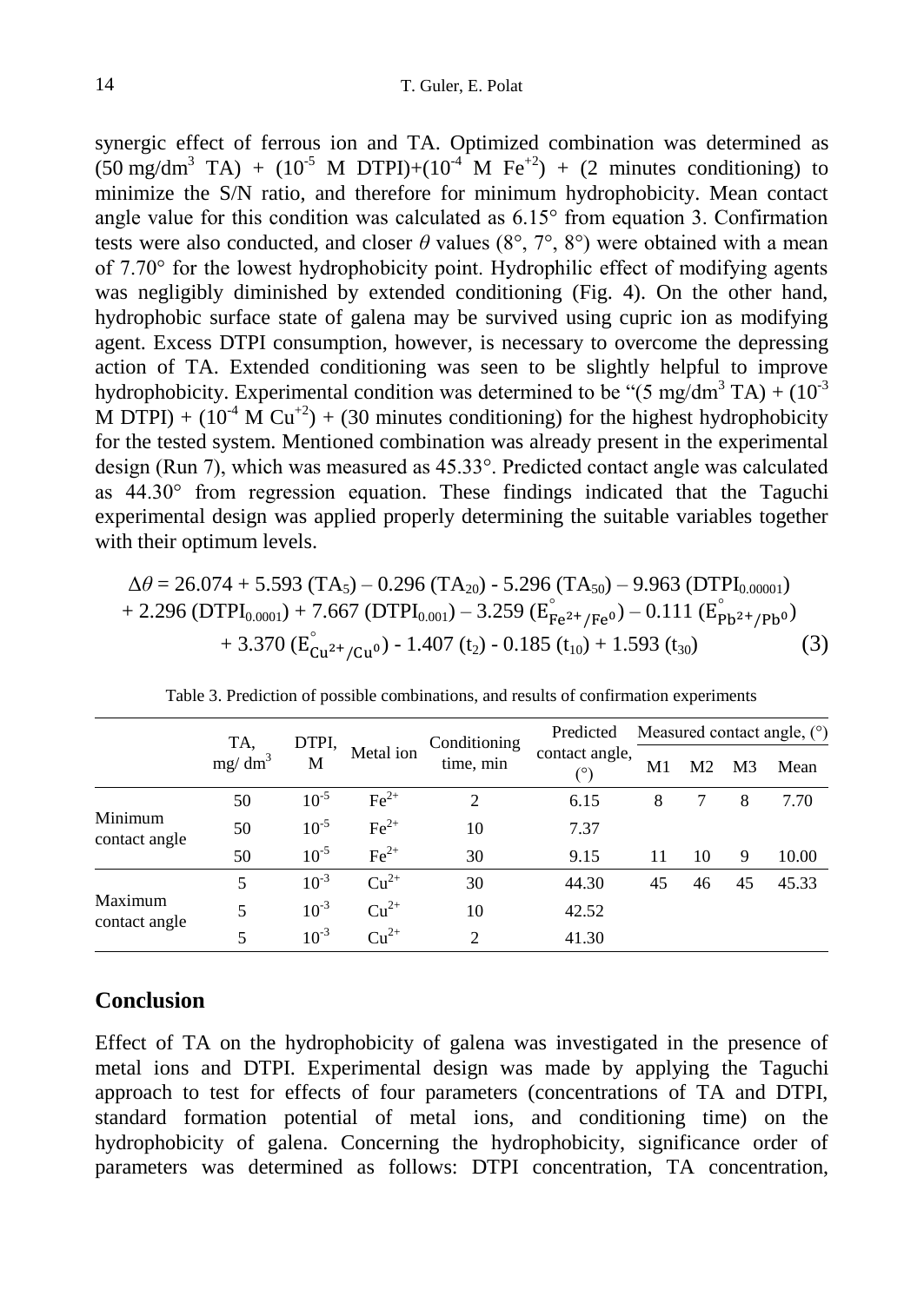synergic effect of ferrous ion and TA. Optimized combination was determined as (50 mg/dm$^3$ TA) + ($10^{-5}$ M DTPI)+($10^{-4}$ M $Fe^{+2}$) + (2 minutes conditioning) to minimize the S/N ratio, and therefore for minimum hydrophobicity. Mean contact angle value for this condition was calculated as 6.15° from equation 3. Confirmation tests were also conducted, and closer $\theta$ values (8°, 7°, 8°) were obtained with a mean of 7.70° for the lowest hydrophobicity point. Hydrophilic effect of modifying agents was negligibly diminished by extended conditioning (Fig. 4). On the other hand, hydrophobic surface state of galena may be survived using cupric ion as modifying agent. Excess DTPI consumption, however, is necessary to overcome the depressing action of TA. Extended conditioning was seen to be slightly helpful to improve hydrophobicity. Experimental condition was determined to be "(5 mg/dm$^3$ TA) + ($10^{-3}$ M DTPI) + ($10^{-4}$ M $Cu^{+2}$) + (30 minutes conditioning) for the highest hydrophobicity for the tested system. Mentioned combination was already present in the experimental design (Run 7), which was measured as 45.33°. Predicted contact angle was calculated as 44.30° from regression equation. These findings indicated that the Taguchi experimental design was applied properly determining the suitable variables together with their optimum levels.

$$\Delta\theta = 26.074 + 5.593\,(TA_5) - 0.296\,(TA_{20}) - 5.296\,(TA_{50}) - 9.963\,(DTPI_{0.00001}) + 2.296\,(DTPI_{0.0001}) + 7.667\,(DTPI_{0.001}) - 3.259\,(E^{\circ}_{Fe^{2+}/Fe^{0}}) - 0.111\,(E^{\circ}_{Pb^{2+}/Pb^{0}}) + 3.370\,(E^{\circ}_{Cu^{2+}/Cu^{0}}) - 1.407\,(t_2) - 0.185\,(t_{10}) + 1.593\,(t_{30}) \quad (3)$$

Table 3. Prediction of possible combinations, and results of confirmation experiments

| | TA, mg/ dm$^3$ | DTPI, M | Metal ion | Conditioning time, min | Predicted contact angle, (°) | Measured contact angle, (°) | | | |
|---|---|---|---|---|---|---|---|---|---|
| | | | | | | M1 | M2 | M3 | Mean |
| Minimum contact angle | 50 | $10^{-5}$ | $Fe^{2+}$ | 2 | 6.15 | 8 | 7 | 8 | 7.70 |
| | 50 | $10^{-5}$ | $Fe^{2+}$ | 10 | 7.37 | | | | |
| | 50 | $10^{-5}$ | $Fe^{2+}$ | 30 | 9.15 | 11 | 10 | 9 | 10.00 |
| Maximum contact angle | 5 | $10^{-3}$ | $Cu^{2+}$ | 30 | 44.30 | 45 | 46 | 45 | 45.33 |
| | 5 | $10^{-3}$ | $Cu^{2+}$ | 10 | 42.52 | | | | |
| | 5 | $10^{-3}$ | $Cu^{2+}$ | 2 | 41.30 | | | | |

## Conclusion

Effect of TA on the hydrophobicity of galena was investigated in the presence of metal ions and DTPI. Experimental design was made by applying the Taguchi approach to test for effects of four parameters (concentrations of TA and DTPI, standard formation potential of metal ions, and conditioning time) on the hydrophobicity of galena. Concerning the hydrophobicity, significance order of parameters was determined as follows: DTPI concentration, TA concentration,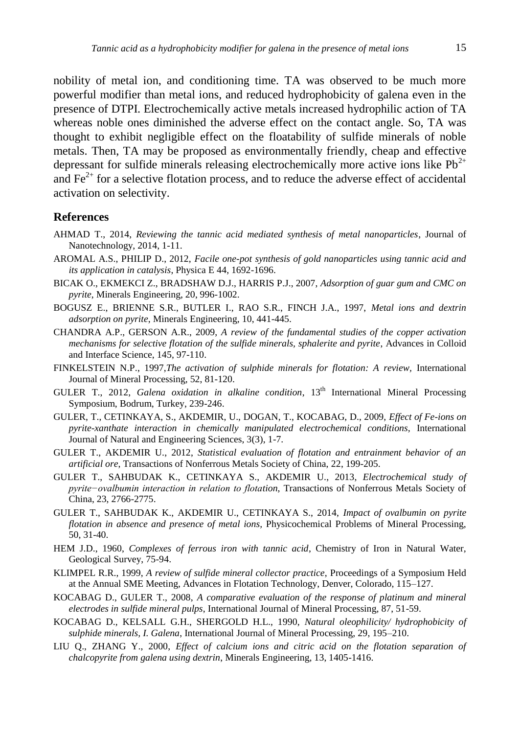nobility of metal ion, and conditioning time. TA was observed to be much more powerful modifier than metal ions, and reduced hydrophobicity of galena even in the presence of DTPI. Electrochemically active metals increased hydrophilic action of TA whereas noble ones diminished the adverse effect on the contact angle. So, TA was thought to exhibit negligible effect on the floatability of sulfide minerals of noble metals. Then, TA may be proposed as environmentally friendly, cheap and effective depressant for sulfide minerals releasing electrochemically more active ions like $Pb^{2+}$ and $Fe^{2+}$ for a selective flotation process, and to reduce the adverse effect of accidental activation on selectivity.

## References

AHMAD T., 2014, *Reviewing the tannic acid mediated synthesis of metal nanoparticles*, Journal of Nanotechnology, 2014, 1-11.

AROMAL A.S., PHILIP D., 2012, *Facile one-pot synthesis of gold nanoparticles using tannic acid and its application in catalysis*, Physica E 44, 1692-1696.

BICAK O., EKMEKCI Z., BRADSHAW D.J., HARRIS P.J., 2007, *Adsorption of guar gum and CMC on pyrite*, Minerals Engineering, 20, 996-1002.

BOGUSZ E., BRIENNE S.R., BUTLER I., RAO S.R., FINCH J.A., 1997, *Metal ions and dextrin adsorption on pyrite*, Minerals Engineering, 10, 441-445.

CHANDRA A.P., GERSON A.R., 2009, *A review of the fundamental studies of the copper activation mechanisms for selective flotation of the sulfide minerals, sphalerite and pyrite*, Advances in Colloid and Interface Science, 145, 97-110.

FINKELSTEIN N.P., 1997,*The activation of sulphide minerals for flotation: A review*, International Journal of Mineral Processing, 52, 81-120.

GULER T., 2012, *Galena oxidation in alkaline condition*, 13th International Mineral Processing Symposium, Bodrum, Turkey, 239-246.

GULER, T., CETINKAYA, S., AKDEMIR, U., DOGAN, T., KOCABAG, D., 2009, *Effect of Fe-ions on pyrite-xanthate interaction in chemically manipulated electrochemical conditions*, International Journal of Natural and Engineering Sciences, 3(3), 1-7.

GULER T., AKDEMIR U., 2012, *Statistical evaluation of flotation and entrainment behavior of an artificial ore*, Transactions of Nonferrous Metals Society of China, 22, 199-205.

GULER T., SAHBUDAK K., CETINKAYA S., AKDEMIR U., 2013, *Electrochemical study of pyrite−ovalbumin interaction in relation to flotation*, Transactions of Nonferrous Metals Society of China, 23, 2766-2775.

GULER T., SAHBUDAK K., AKDEMIR U., CETINKAYA S., 2014, *Impact of ovalbumin on pyrite flotation in absence and presence of metal ions*, Physicochemical Problems of Mineral Processing, 50, 31-40.

HEM J.D., 1960, *Complexes of ferrous iron with tannic acid*, Chemistry of Iron in Natural Water, Geological Survey, 75-94.

KLIMPEL R.R., 1999, *A review of sulfide mineral collector practice*, Proceedings of a Symposium Held at the Annual SME Meeting, Advances in Flotation Technology, Denver, Colorado, 115–127.

KOCABAG D., GULER T., 2008, *A comparative evaluation of the response of platinum and mineral electrodes in sulfide mineral pulps*, International Journal of Mineral Processing, 87, 51-59.

KOCABAG D., KELSALL G.H., SHERGOLD H.L., 1990, *Natural oleophilicity/ hydrophobicity of sulphide minerals, I. Galena*, International Journal of Mineral Processing, 29, 195–210.

LIU Q., ZHANG Y., 2000, *Effect of calcium ions and citric acid on the flotation separation of chalcopyrite from galena using dextrin*, Minerals Engineering, 13, 1405-1416.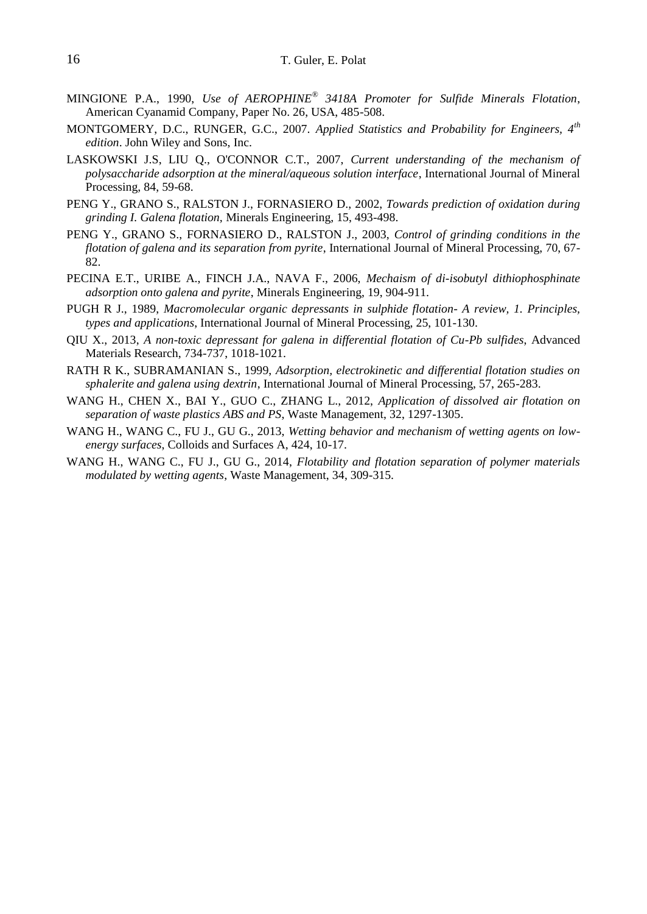MINGIONE P.A., 1990, *Use of AEROPHINE® 3418A Promoter for Sulfide Minerals Flotation*, American Cyanamid Company, Paper No. 26, USA, 485-508.

MONTGOMERY, D.C., RUNGER, G.C., 2007. *Applied Statistics and Probability for Engineers, 4th edition*. John Wiley and Sons, Inc.

LASKOWSKI J.S, LIU Q., O'CONNOR C.T., 2007, *Current understanding of the mechanism of polysaccharide adsorption at the mineral/aqueous solution interface*, International Journal of Mineral Processing, 84, 59-68.

PENG Y., GRANO S., RALSTON J., FORNASIERO D., 2002, *Towards prediction of oxidation during grinding I. Galena flotation*, Minerals Engineering, 15, 493-498.

PENG Y., GRANO S., FORNASIERO D., RALSTON J., 2003, *Control of grinding conditions in the flotation of galena and its separation from pyrite*, International Journal of Mineral Processing, 70, 67-82.

PECINA E.T., URIBE A., FINCH J.A., NAVA F., 2006, *Mechaism of di-isobutyl dithiophosphinate adsorption onto galena and pyrite*, Minerals Engineering, 19, 904-911.

PUGH R J., 1989, *Macromolecular organic depressants in sulphide flotation- A review, 1. Principles, types and applications*, International Journal of Mineral Processing, 25, 101-130.

QIU X., 2013, *A non-toxic depressant for galena in differential flotation of Cu-Pb sulfides*, Advanced Materials Research, 734-737, 1018-1021.

RATH R K., SUBRAMANIAN S., 1999, *Adsorption, electrokinetic and differential flotation studies on sphalerite and galena using dextrin*, International Journal of Mineral Processing, 57, 265-283.

WANG H., CHEN X., BAI Y., GUO C., ZHANG L., 2012, *Application of dissolved air flotation on separation of waste plastics ABS and PS*, Waste Management, 32, 1297-1305.

WANG H., WANG C., FU J., GU G., 2013, *Wetting behavior and mechanism of wetting agents on low-energy surfaces*, Colloids and Surfaces A, 424, 10-17.

WANG H., WANG C., FU J., GU G., 2014, *Flotability and flotation separation of polymer materials modulated by wetting agents*, Waste Management, 34, 309-315.